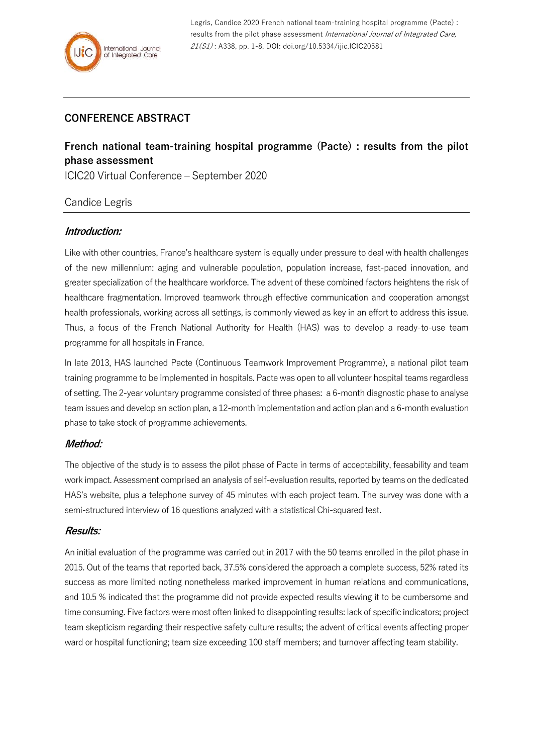## CONFERENCE ABSTRACT

# French national team-training hospital programme (Pacte) : results from the pilot phase assessment

ICIC20 Virtual Conference – September 2020

Candice Legris

### *Introduction:*

Like with other countries, France's healthcare system is equally under pressure to deal with health challenges of the new millennium: aging and vulnerable population, population increase, fast-paced innovation, and greater specialization of the healthcare workforce. The advent of these combined factors heightens the risk of healthcare fragmentation. Improved teamwork through effective communication and cooperation amongst health professionals, working across all settings, is commonly viewed as key in an effort to address this issue. Thus, a focus of the French National Authority for Health (HAS) was to develop a ready-to-use team programme for all hospitals in France.

In late 2013, HAS launched Pacte (Continuous Teamwork Improvement Programme), a national pilot team training programme to be implemented in hospitals. Pacte was open to all volunteer hospital teams regardless of setting. The 2-year voluntary programme consisted of three phases: a 6-month diagnostic phase to analyse team issues and develop an action plan, a 12-month implementation and action plan and a 6-month evaluation phase to take stock of programme achievements.

### *Method:*

The objective of the study is to assess the pilot phase of Pacte in terms of acceptability, feasability and team work impact. Assessment comprised an analysis of self-evaluation results, reported by teams on the dedicated HAS's website, plus a telephone survey of 45 minutes with each project team. The survey was done with a semi-structured interview of 16 questions analyzed with a statistical Chi-squared test.

### *Results:*

An initial evaluation of the programme was carried out in 2017 with the 50 teams enrolled in the pilot phase in 2015. Out of the teams that reported back, 37.5% considered the approach a complete success, 52% rated its success as more limited noting nonetheless marked improvement in human relations and communications, and 10.5 % indicated that the programme did not provide expected results viewing it to be cumbersome and time consuming. Five factors were most often linked to disappointing results: lack of specific indicators; project team skepticism regarding their respective safety culture results; the advent of critical events affecting proper ward or hospital functioning; team size exceeding 100 staff members; and turnover affecting team stability.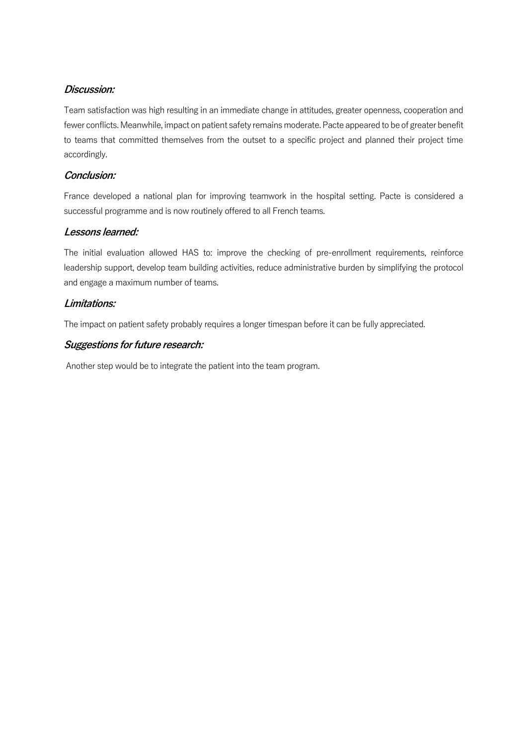### *Discussion:*

Team satisfaction was high resulting in an immediate change in attitudes, greater openness, cooperation and fewer conflicts. Meanwhile, impact on patient safety remains moderate. Pacte appeared to be of greater benefit to teams that committed themselves from the outset to a specific project and planned their project time accordingly.

### *Conclusion:*

France developed a national plan for improving teamwork in the hospital setting. Pacte is considered a successful programme and is now routinely offered to all French teams.

### *Lessons learned:*

The initial evaluation allowed HAS to: improve the checking of pre-enrollment requirements, reinforce leadership support, develop team building activities, reduce administrative burden by simplifying the protocol and engage a maximum number of teams.

### *Limitations:*

The impact on patient safety probably requires a longer timespan before it can be fully appreciated.

### *Suggestions for future research:*

Another step would be to integrate the patient into the team program.